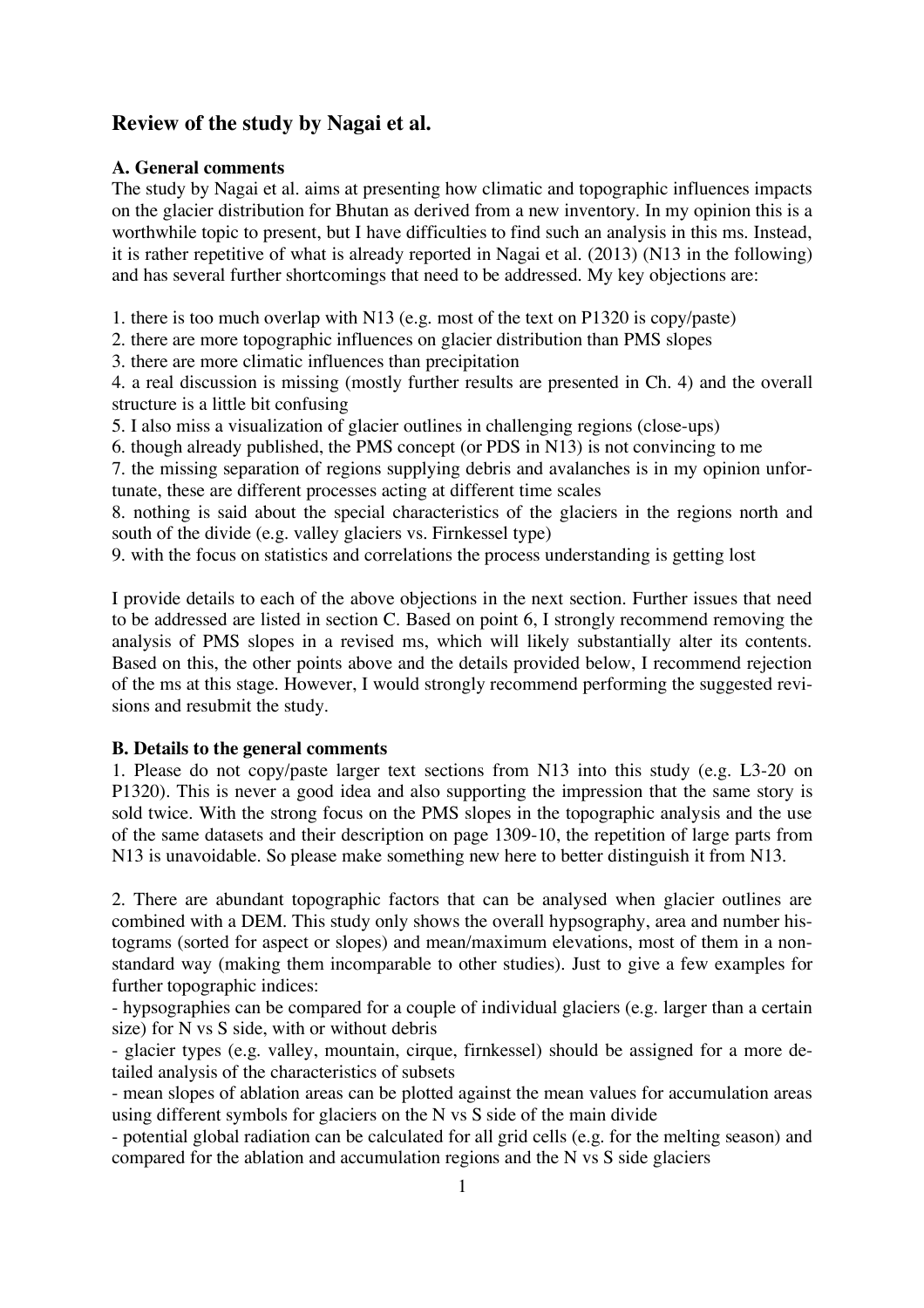## Review of the study by Nagai et al.

### A. General comments

The study by Nagai et al. aims at presenting how climatic and topographic influences impacts on the glacier distribution for Bhutan as derived from a new inventory. In my opinion this is a worthwhile topic to present, but I have difficulties to find such an analysis in this ms. Instead, it is rather repetitive of what is already reported in Nagai et al. (2013) (N13 in the following) and has several further shortcomings that need to be addressed. My key objections are:

1. there is too much overlap with N13 (e.g. most of the text on P1320 is copy/paste)
2. there are more topographic influences on glacier distribution than PMS slopes
3. there are more climatic influences than precipitation
4. a real discussion is missing (mostly further results are presented in Ch. 4) and the overall structure is a little bit confusing
5. I also miss a visualization of glacier outlines in challenging regions (close-ups)
6. though already published, the PMS concept (or PDS in N13) is not convincing to me
7. the missing separation of regions supplying debris and avalanches is in my opinion unfortunate, these are different processes acting at different time scales
8. nothing is said about the special characteristics of the glaciers in the regions north and south of the divide (e.g. valley glaciers vs. Firnkessel type)
9. with the focus on statistics and correlations the process understanding is getting lost

I provide details to each of the above objections in the next section. Further issues that need to be addressed are listed in section C. Based on point 6, I strongly recommend removing the analysis of PMS slopes in a revised ms, which will likely substantially alter its contents. Based on this, the other points above and the details provided below, I recommend rejection of the ms at this stage. However, I would strongly recommend performing the suggested revisions and resubmit the study.

### B. Details to the general comments

1. Please do not copy/paste larger text sections from N13 into this study (e.g. L3-20 on P1320). This is never a good idea and also supporting the impression that the same story is sold twice. With the strong focus on the PMS slopes in the topographic analysis and the use of the same datasets and their description on page 1309-10, the repetition of large parts from N13 is unavoidable. So please make something new here to better distinguish it from N13.

2. There are abundant topographic factors that can be analysed when glacier outlines are combined with a DEM. This study only shows the overall hypsography, area and number histograms (sorted for aspect or slopes) and mean/maximum elevations, most of them in a non-standard way (making them incomparable to other studies). Just to give a few examples for further topographic indices:

- hypsographies can be compared for a couple of individual glaciers (e.g. larger than a certain size) for N vs S side, with or without debris
- glacier types (e.g. valley, mountain, cirque, firnkessel) should be assigned for a more detailed analysis of the characteristics of subsets
- mean slopes of ablation areas can be plotted against the mean values for accumulation areas using different symbols for glaciers on the N vs S side of the main divide
- potential global radiation can be calculated for all grid cells (e.g. for the melting season) and compared for the ablation and accumulation regions and the N vs S side glaciers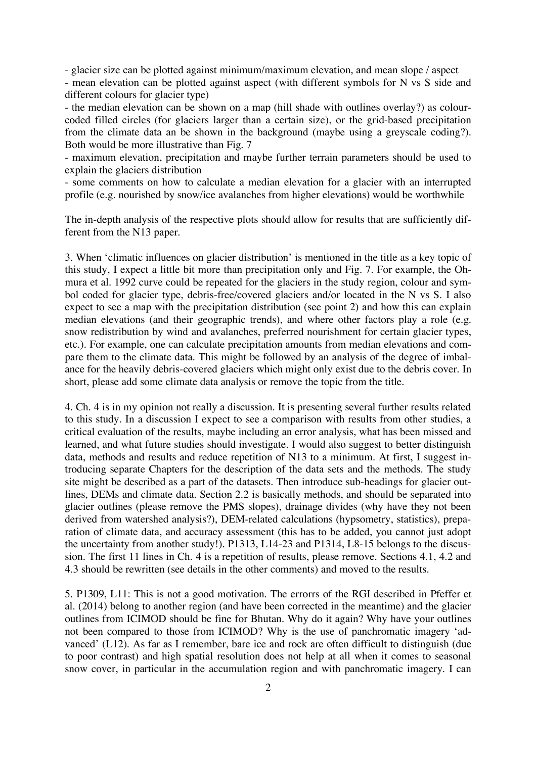- glacier size can be plotted against minimum/maximum elevation, and mean slope / aspect
- mean elevation can be plotted against aspect (with different symbols for N vs S side and different colours for glacier type)
- the median elevation can be shown on a map (hill shade with outlines overlay?) as colour-coded filled circles (for glaciers larger than a certain size), or the grid-based precipitation from the climate data an be shown in the background (maybe using a greyscale coding?). Both would be more illustrative than Fig. 7
- maximum elevation, precipitation and maybe further terrain parameters should be used to explain the glaciers distribution
- some comments on how to calculate a median elevation for a glacier with an interrupted profile (e.g. nourished by snow/ice avalanches from higher elevations) would be worthwhile

The in-depth analysis of the respective plots should allow for results that are sufficiently different from the N13 paper.

3. When 'climatic influences on glacier distribution' is mentioned in the title as a key topic of this study, I expect a little bit more than precipitation only and Fig. 7. For example, the Ohmura et al. 1992 curve could be repeated for the glaciers in the study region, colour and symbol coded for glacier type, debris-free/covered glaciers and/or located in the N vs S. I also expect to see a map with the precipitation distribution (see point 2) and how this can explain median elevations (and their geographic trends), and where other factors play a role (e.g. snow redistribution by wind and avalanches, preferred nourishment for certain glacier types, etc.). For example, one can calculate precipitation amounts from median elevations and compare them to the climate data. This might be followed by an analysis of the degree of imbalance for the heavily debris-covered glaciers which might only exist due to the debris cover. In short, please add some climate data analysis or remove the topic from the title.

4. Ch. 4 is in my opinion not really a discussion. It is presenting several further results related to this study. In a discussion I expect to see a comparison with results from other studies, a critical evaluation of the results, maybe including an error analysis, what has been missed and learned, and what future studies should investigate. I would also suggest to better distinguish data, methods and results and reduce repetition of N13 to a minimum. At first, I suggest introducing separate Chapters for the description of the data sets and the methods. The study site might be described as a part of the datasets. Then introduce sub-headings for glacier outlines, DEMs and climate data. Section 2.2 is basically methods, and should be separated into glacier outlines (please remove the PMS slopes), drainage divides (why have they not been derived from watershed analysis?), DEM-related calculations (hypsometry, statistics), preparation of climate data, and accuracy assessment (this has to be added, you cannot just adopt the uncertainty from another study!). P1313, L14-23 and P1314, L8-15 belongs to the discussion. The first 11 lines in Ch. 4 is a repetition of results, please remove. Sections 4.1, 4.2 and 4.3 should be rewritten (see details in the other comments) and moved to the results.

5. P1309, L11: This is not a good motivation. The errorrs of the RGI described in Pfeffer et al. (2014) belong to another region (and have been corrected in the meantime) and the glacier outlines from ICIMOD should be fine for Bhutan. Why do it again? Why have your outlines not been compared to those from ICIMOD? Why is the use of panchromatic imagery 'advanced' (L12). As far as I remember, bare ice and rock are often difficult to distinguish (due to poor contrast) and high spatial resolution does not help at all when it comes to seasonal snow cover, in particular in the accumulation region and with panchromatic imagery. I can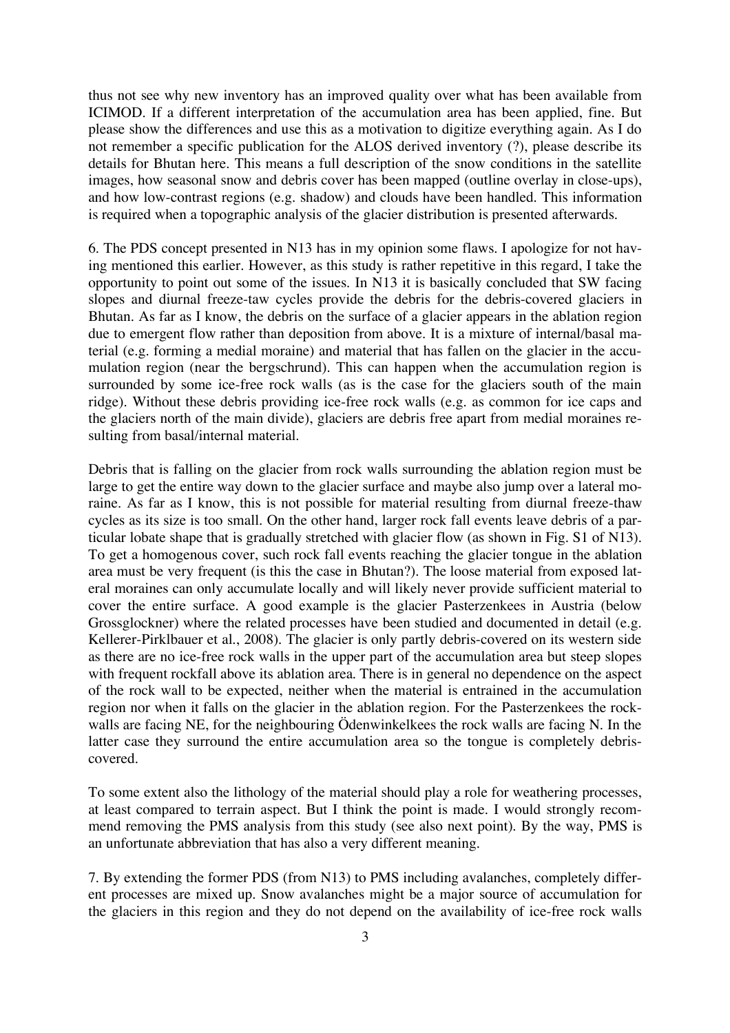thus not see why new inventory has an improved quality over what has been available from ICIMOD. If a different interpretation of the accumulation area has been applied, fine. But please show the differences and use this as a motivation to digitize everything again. As I do not remember a specific publication for the ALOS derived inventory (?), please describe its details for Bhutan here. This means a full description of the snow conditions in the satellite images, how seasonal snow and debris cover has been mapped (outline overlay in close-ups), and how low-contrast regions (e.g. shadow) and clouds have been handled. This information is required when a topographic analysis of the glacier distribution is presented afterwards.

6. The PDS concept presented in N13 has in my opinion some flaws. I apologize for not having mentioned this earlier. However, as this study is rather repetitive in this regard, I take the opportunity to point out some of the issues. In N13 it is basically concluded that SW facing slopes and diurnal freeze-taw cycles provide the debris for the debris-covered glaciers in Bhutan. As far as I know, the debris on the surface of a glacier appears in the ablation region due to emergent flow rather than deposition from above. It is a mixture of internal/basal material (e.g. forming a medial moraine) and material that has fallen on the glacier in the accumulation region (near the bergschrund). This can happen when the accumulation region is surrounded by some ice-free rock walls (as is the case for the glaciers south of the main ridge). Without these debris providing ice-free rock walls (e.g. as common for ice caps and the glaciers north of the main divide), glaciers are debris free apart from medial moraines resulting from basal/internal material.

Debris that is falling on the glacier from rock walls surrounding the ablation region must be large to get the entire way down to the glacier surface and maybe also jump over a lateral moraine. As far as I know, this is not possible for material resulting from diurnal freeze-thaw cycles as its size is too small. On the other hand, larger rock fall events leave debris of a particular lobate shape that is gradually stretched with glacier flow (as shown in Fig. S1 of N13). To get a homogenous cover, such rock fall events reaching the glacier tongue in the ablation area must be very frequent (is this the case in Bhutan?). The loose material from exposed lateral moraines can only accumulate locally and will likely never provide sufficient material to cover the entire surface. A good example is the glacier Pasterzenkees in Austria (below Grossglockner) where the related processes have been studied and documented in detail (e.g. Kellerer-Pirklbauer et al., 2008). The glacier is only partly debris-covered on its western side as there are no ice-free rock walls in the upper part of the accumulation area but steep slopes with frequent rockfall above its ablation area. There is in general no dependence on the aspect of the rock wall to be expected, neither when the material is entrained in the accumulation region nor when it falls on the glacier in the ablation region. For the Pasterzenkees the rock-walls are facing NE, for the neighbouring Ödenwinkelkees the rock walls are facing N. In the latter case they surround the entire accumulation area so the tongue is completely debris-covered.

To some extent also the lithology of the material should play a role for weathering processes, at least compared to terrain aspect. But I think the point is made. I would strongly recommend removing the PMS analysis from this study (see also next point). By the way, PMS is an unfortunate abbreviation that has also a very different meaning.

7. By extending the former PDS (from N13) to PMS including avalanches, completely different processes are mixed up. Snow avalanches might be a major source of accumulation for the glaciers in this region and they do not depend on the availability of ice-free rock walls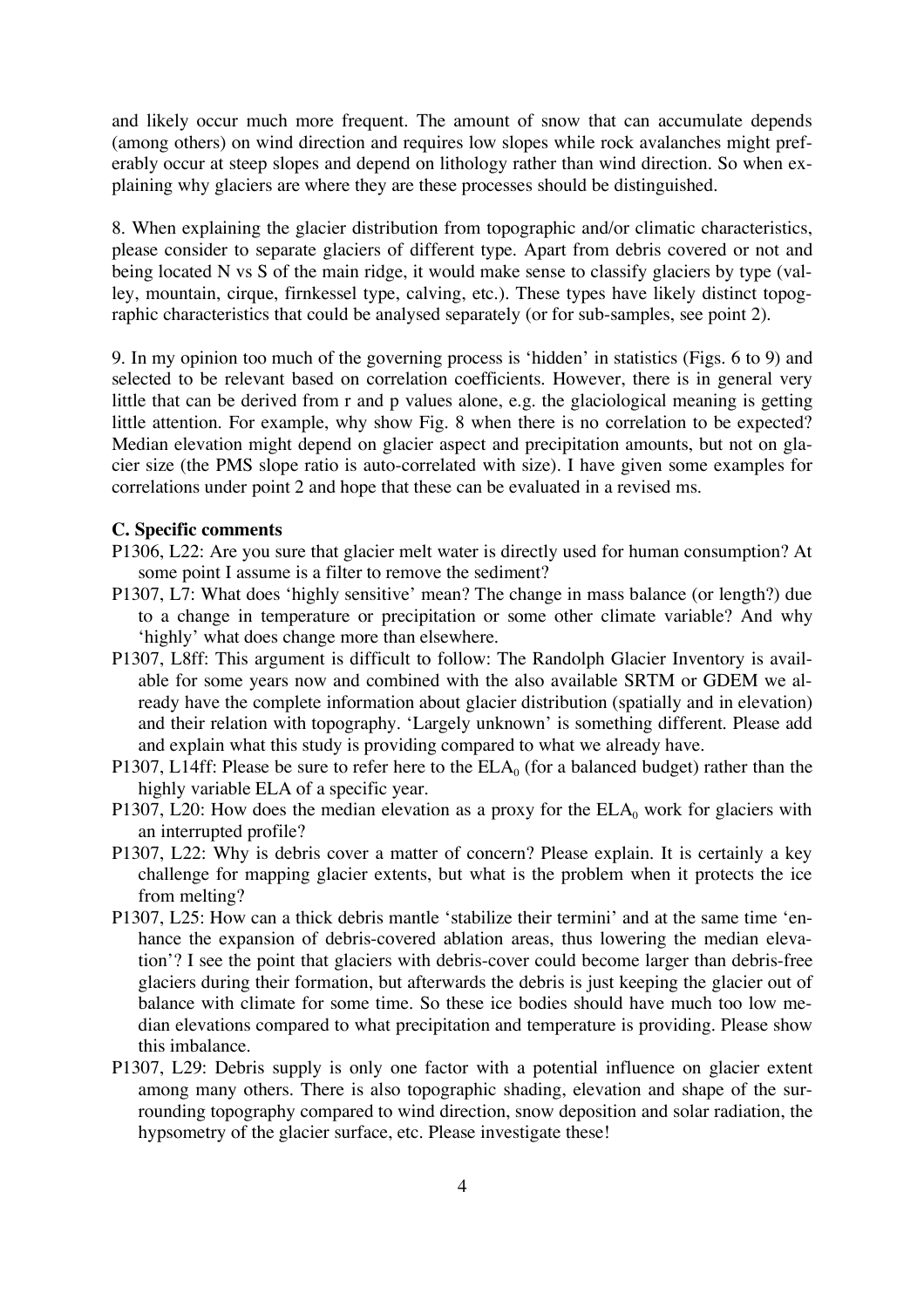and likely occur much more frequent. The amount of snow that can accumulate depends (among others) on wind direction and requires low slopes while rock avalanches might preferably occur at steep slopes and depend on lithology rather than wind direction. So when explaining why glaciers are where they are these processes should be distinguished.

8. When explaining the glacier distribution from topographic and/or climatic characteristics, please consider to separate glaciers of different type. Apart from debris covered or not and being located N vs S of the main ridge, it would make sense to classify glaciers by type (valley, mountain, cirque, firnkessel type, calving, etc.). These types have likely distinct topographic characteristics that could be analysed separately (or for sub-samples, see point 2).

9. In my opinion too much of the governing process is 'hidden' in statistics (Figs. 6 to 9) and selected to be relevant based on correlation coefficients. However, there is in general very little that can be derived from r and p values alone, e.g. the glaciological meaning is getting little attention. For example, why show Fig. 8 when there is no correlation to be expected? Median elevation might depend on glacier aspect and precipitation amounts, but not on glacier size (the PMS slope ratio is auto-correlated with size). I have given some examples for correlations under point 2 and hope that these can be evaluated in a revised ms.

**C. Specific comments**

P1306, L22: Are you sure that glacier melt water is directly used for human consumption? At some point I assume is a filter to remove the sediment?

P1307, L7: What does 'highly sensitive' mean? The change in mass balance (or length?) due to a change in temperature or precipitation or some other climate variable? And why 'highly' what does change more than elsewhere.

P1307, L8ff: This argument is difficult to follow: The Randolph Glacier Inventory is available for some years now and combined with the also available SRTM or GDEM we already have the complete information about glacier distribution (spatially and in elevation) and their relation with topography. 'Largely unknown' is something different. Please add and explain what this study is providing compared to what we already have.

P1307, L14ff: Please be sure to refer here to the $ELA_0$ (for a balanced budget) rather than the highly variable ELA of a specific year.

P1307, L20: How does the median elevation as a proxy for the $ELA_0$ work for glaciers with an interrupted profile?

P1307, L22: Why is debris cover a matter of concern? Please explain. It is certainly a key challenge for mapping glacier extents, but what is the problem when it protects the ice from melting?

P1307, L25: How can a thick debris mantle 'stabilize their termini' and at the same time 'enhance the expansion of debris-covered ablation areas, thus lowering the median elevation'? I see the point that glaciers with debris-cover could become larger than debris-free glaciers during their formation, but afterwards the debris is just keeping the glacier out of balance with climate for some time. So these ice bodies should have much too low median elevations compared to what precipitation and temperature is providing. Please show this imbalance.

P1307, L29: Debris supply is only one factor with a potential influence on glacier extent among many others. There is also topographic shading, elevation and shape of the surrounding topography compared to wind direction, snow deposition and solar radiation, the hypsometry of the glacier surface, etc. Please investigate these!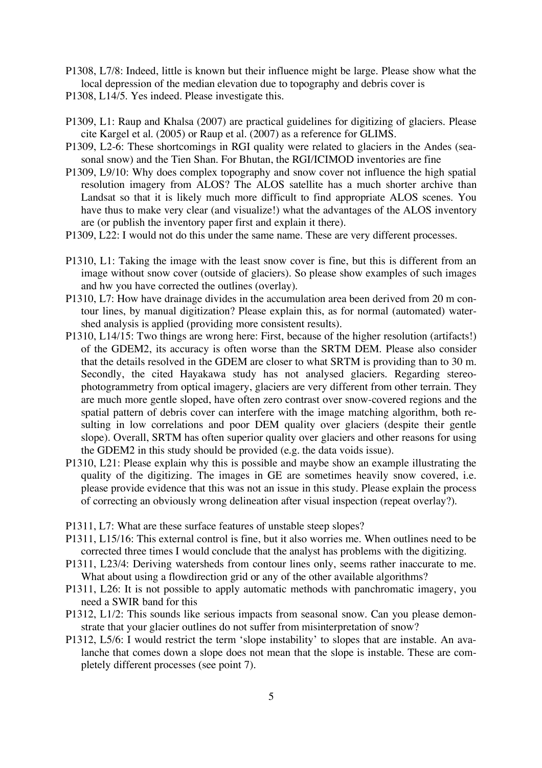P1308, L7/8: Indeed, little is known but their influence might be large. Please show what the local depression of the median elevation due to topography and debris cover is

P1308, L14/5. Yes indeed. Please investigate this.

P1309, L1: Raup and Khalsa (2007) are practical guidelines for digitizing of glaciers. Please cite Kargel et al. (2005) or Raup et al. (2007) as a reference for GLIMS.

P1309, L2-6: These shortcomings in RGI quality were related to glaciers in the Andes (seasonal snow) and the Tien Shan. For Bhutan, the RGI/ICIMOD inventories are fine

P1309, L9/10: Why does complex topography and snow cover not influence the high spatial resolution imagery from ALOS? The ALOS satellite has a much shorter archive than Landsat so that it is likely much more difficult to find appropriate ALOS scenes. You have thus to make very clear (and visualize!) what the advantages of the ALOS inventory are (or publish the inventory paper first and explain it there).

P1309, L22: I would not do this under the same name. These are very different processes.

P1310, L1: Taking the image with the least snow cover is fine, but this is different from an image without snow cover (outside of glaciers). So please show examples of such images and hw you have corrected the outlines (overlay).

P1310, L7: How have drainage divides in the accumulation area been derived from 20 m contour lines, by manual digitization? Please explain this, as for normal (automated) watershed analysis is applied (providing more consistent results).

P1310, L14/15: Two things are wrong here: First, because of the higher resolution (artifacts!) of the GDEM2, its accuracy is often worse than the SRTM DEM. Please also consider that the details resolved in the GDEM are closer to what SRTM is providing than to 30 m. Secondly, the cited Hayakawa study has not analysed glaciers. Regarding stereo-photogrammetry from optical imagery, glaciers are very different from other terrain. They are much more gentle sloped, have often zero contrast over snow-covered regions and the spatial pattern of debris cover can interfere with the image matching algorithm, both resulting in low correlations and poor DEM quality over glaciers (despite their gentle slope). Overall, SRTM has often superior quality over glaciers and other reasons for using the GDEM2 in this study should be provided (e.g. the data voids issue).

P1310, L21: Please explain why this is possible and maybe show an example illustrating the quality of the digitizing. The images in GE are sometimes heavily snow covered, i.e. please provide evidence that this was not an issue in this study. Please explain the process of correcting an obviously wrong delineation after visual inspection (repeat overlay?).

P1311, L7: What are these surface features of unstable steep slopes?

P1311, L15/16: This external control is fine, but it also worries me. When outlines need to be corrected three times I would conclude that the analyst has problems with the digitizing.

P1311, L23/4: Deriving watersheds from contour lines only, seems rather inaccurate to me. What about using a flowdirection grid or any of the other available algorithms?

P1311, L26: It is not possible to apply automatic methods with panchromatic imagery, you need a SWIR band for this

P1312, L1/2: This sounds like serious impacts from seasonal snow. Can you please demonstrate that your glacier outlines do not suffer from misinterpretation of snow?

P1312, L5/6: I would restrict the term 'slope instability' to slopes that are instable. An avalanche that comes down a slope does not mean that the slope is instable. These are completely different processes (see point 7).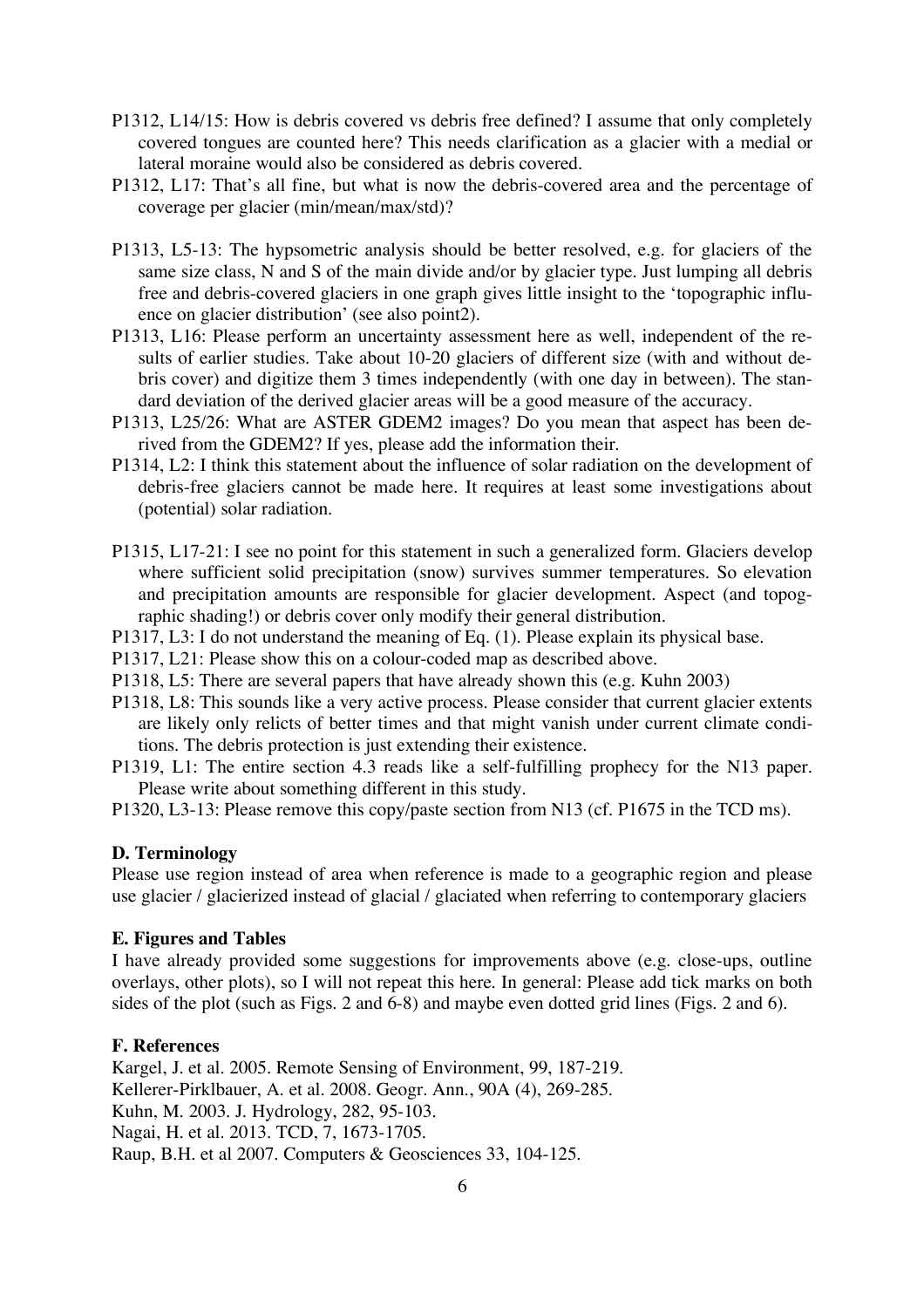P1312, L14/15: How is debris covered vs debris free defined? I assume that only completely covered tongues are counted here? This needs clarification as a glacier with a medial or lateral moraine would also be considered as debris covered.

P1312, L17: That's all fine, but what is now the debris-covered area and the percentage of coverage per glacier (min/mean/max/std)?

P1313, L5-13: The hypsometric analysis should be better resolved, e.g. for glaciers of the same size class, N and S of the main divide and/or by glacier type. Just lumping all debris free and debris-covered glaciers in one graph gives little insight to the 'topographic influence on glacier distribution' (see also point2).

P1313, L16: Please perform an uncertainty assessment here as well, independent of the results of earlier studies. Take about 10-20 glaciers of different size (with and without debris cover) and digitize them 3 times independently (with one day in between). The standard deviation of the derived glacier areas will be a good measure of the accuracy.

P1313, L25/26: What are ASTER GDEM2 images? Do you mean that aspect has been derived from the GDEM2? If yes, please add the information their.

P1314, L2: I think this statement about the influence of solar radiation on the development of debris-free glaciers cannot be made here. It requires at least some investigations about (potential) solar radiation.

P1315, L17-21: I see no point for this statement in such a generalized form. Glaciers develop where sufficient solid precipitation (snow) survives summer temperatures. So elevation and precipitation amounts are responsible for glacier development. Aspect (and topographic shading!) or debris cover only modify their general distribution.

P1317, L3: I do not understand the meaning of Eq. (1). Please explain its physical base.

P1317, L21: Please show this on a colour-coded map as described above.

P1318, L5: There are several papers that have already shown this (e.g. Kuhn 2003)

P1318, L8: This sounds like a very active process. Please consider that current glacier extents are likely only relicts of better times and that might vanish under current climate conditions. The debris protection is just extending their existence.

P1319, L1: The entire section 4.3 reads like a self-fulfilling prophecy for the N13 paper. Please write about something different in this study.

P1320, L3-13: Please remove this copy/paste section from N13 (cf. P1675 in the TCD ms).

**D. Terminology**

Please use region instead of area when reference is made to a geographic region and please use glacier / glacierized instead of glacial / glaciated when referring to contemporary glaciers

**E. Figures and Tables**

I have already provided some suggestions for improvements above (e.g. close-ups, outline overlays, other plots), so I will not repeat this here. In general: Please add tick marks on both sides of the plot (such as Figs. 2 and 6-8) and maybe even dotted grid lines (Figs. 2 and 6).

**F. References**

Kargel, J. et al. 2005. Remote Sensing of Environment, 99, 187-219.

Kellerer-Pirklbauer, A. et al. 2008. Geogr. Ann., 90A (4), 269-285.

Kuhn, M. 2003. J. Hydrology, 282, 95-103.

Nagai, H. et al. 2013. TCD, 7, 1673-1705.

Raup, B.H. et al 2007. Computers & Geosciences 33, 104-125.